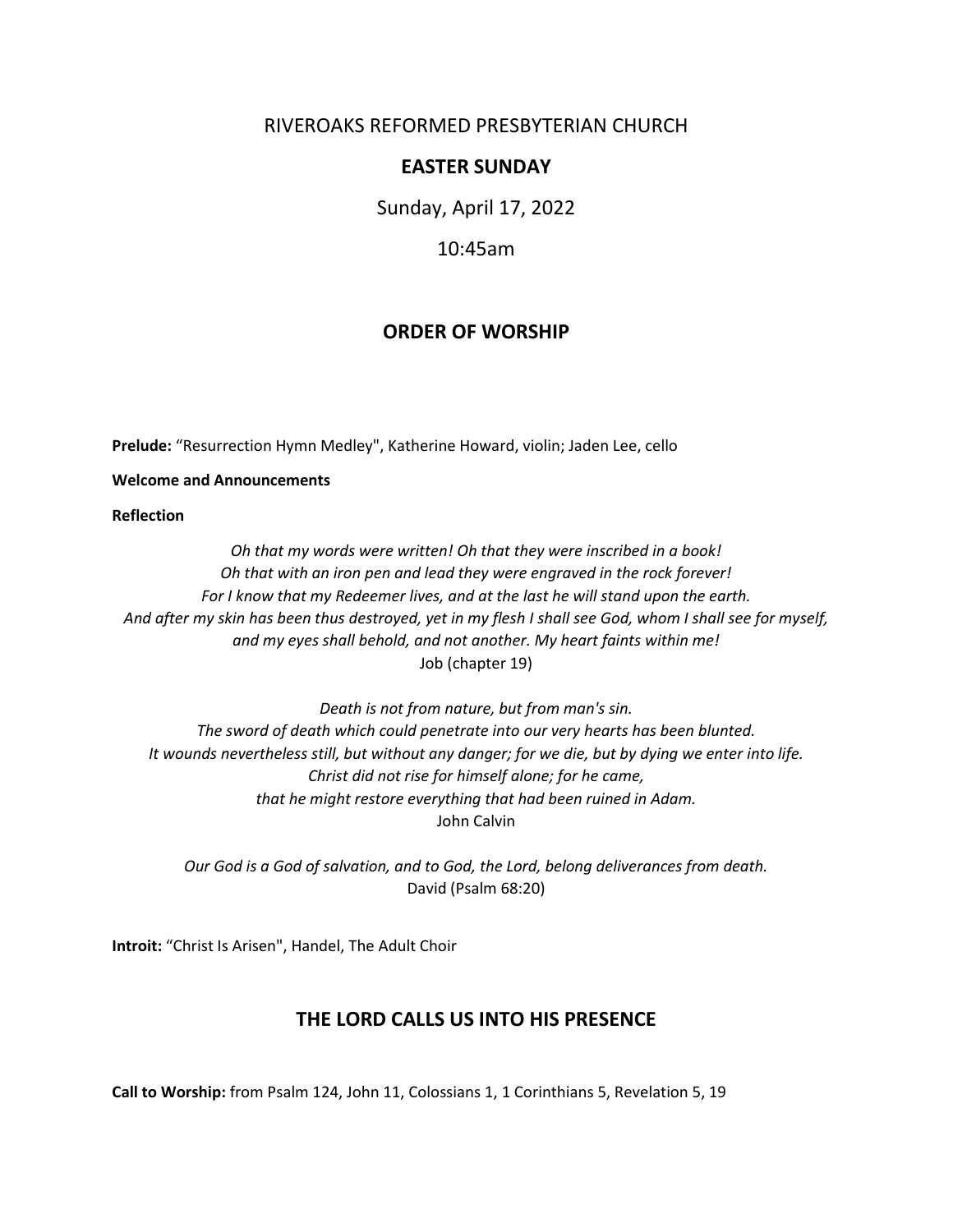RIVEROAKS REFORMED PRESBYTERIAN CHURCH

# EASTER SUNDAY

Sunday, April 17, 2022

10:45am

## ORDER OF WORSHIP

**Prelude:** "Resurrection Hymn Medley", Katherine Howard, violin; Jaden Lee, cello

**Welcome and Announcements**

**Reflection**

*Oh that my words were written! Oh that they were inscribed in a book!*
*Oh that with an iron pen and lead they were engraved in the rock forever!*
*For I know that my Redeemer lives, and at the last he will stand upon the earth.*
*And after my skin has been thus destroyed, yet in my flesh I shall see God, whom I shall see for myself, and my eyes shall behold, and not another. My heart faints within me!*
Job (chapter 19)

*Death is not from nature, but from man's sin.*
*The sword of death which could penetrate into our very hearts has been blunted.*
*It wounds nevertheless still, but without any danger; for we die, but by dying we enter into life.*
*Christ did not rise for himself alone; for he came,*
*that he might restore everything that had been ruined in Adam.*
John Calvin

*Our God is a God of salvation, and to God, the Lord, belong deliverances from death.*
David (Psalm 68:20)

**Introit:** "Christ Is Arisen", Handel, The Adult Choir

## THE LORD CALLS US INTO HIS PRESENCE

**Call to Worship:** from Psalm 124, John 11, Colossians 1, 1 Corinthians 5, Revelation 5, 19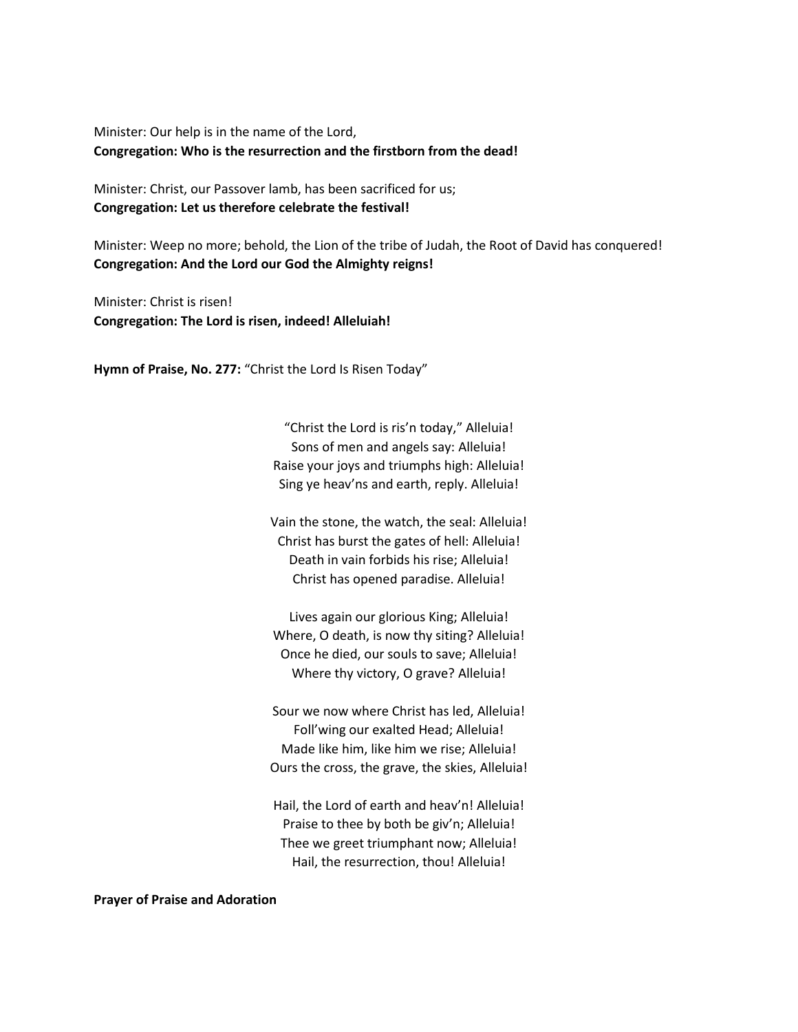Minister: Our help is in the name of the Lord,
**Congregation: Who is the resurrection and the firstborn from the dead!**

Minister: Christ, our Passover lamb, has been sacrificed for us;
**Congregation: Let us therefore celebrate the festival!**

Minister: Weep no more; behold, the Lion of the tribe of Judah, the Root of David has conquered!
**Congregation: And the Lord our God the Almighty reigns!**

Minister: Christ is risen!
**Congregation: The Lord is risen, indeed! Alleluiah!**

**Hymn of Praise, No. 277:** "Christ the Lord Is Risen Today"

"Christ the Lord is ris'n today," Alleluia!
Sons of men and angels say: Alleluia!
Raise your joys and triumphs high: Alleluia!
Sing ye heav'ns and earth, reply. Alleluia!

Vain the stone, the watch, the seal: Alleluia!
Christ has burst the gates of hell: Alleluia!
Death in vain forbids his rise; Alleluia!
Christ has opened paradise. Alleluia!

Lives again our glorious King; Alleluia!
Where, O death, is now thy siting? Alleluia!
Once he died, our souls to save; Alleluia!
Where thy victory, O grave? Alleluia!

Sour we now where Christ has led, Alleluia!
Foll'wing our exalted Head; Alleluia!
Made like him, like him we rise; Alleluia!
Ours the cross, the grave, the skies, Alleluia!

Hail, the Lord of earth and heav'n! Alleluia!
Praise to thee by both be giv'n; Alleluia!
Thee we greet triumphant now; Alleluia!
Hail, the resurrection, thou! Alleluia!

**Prayer of Praise and Adoration**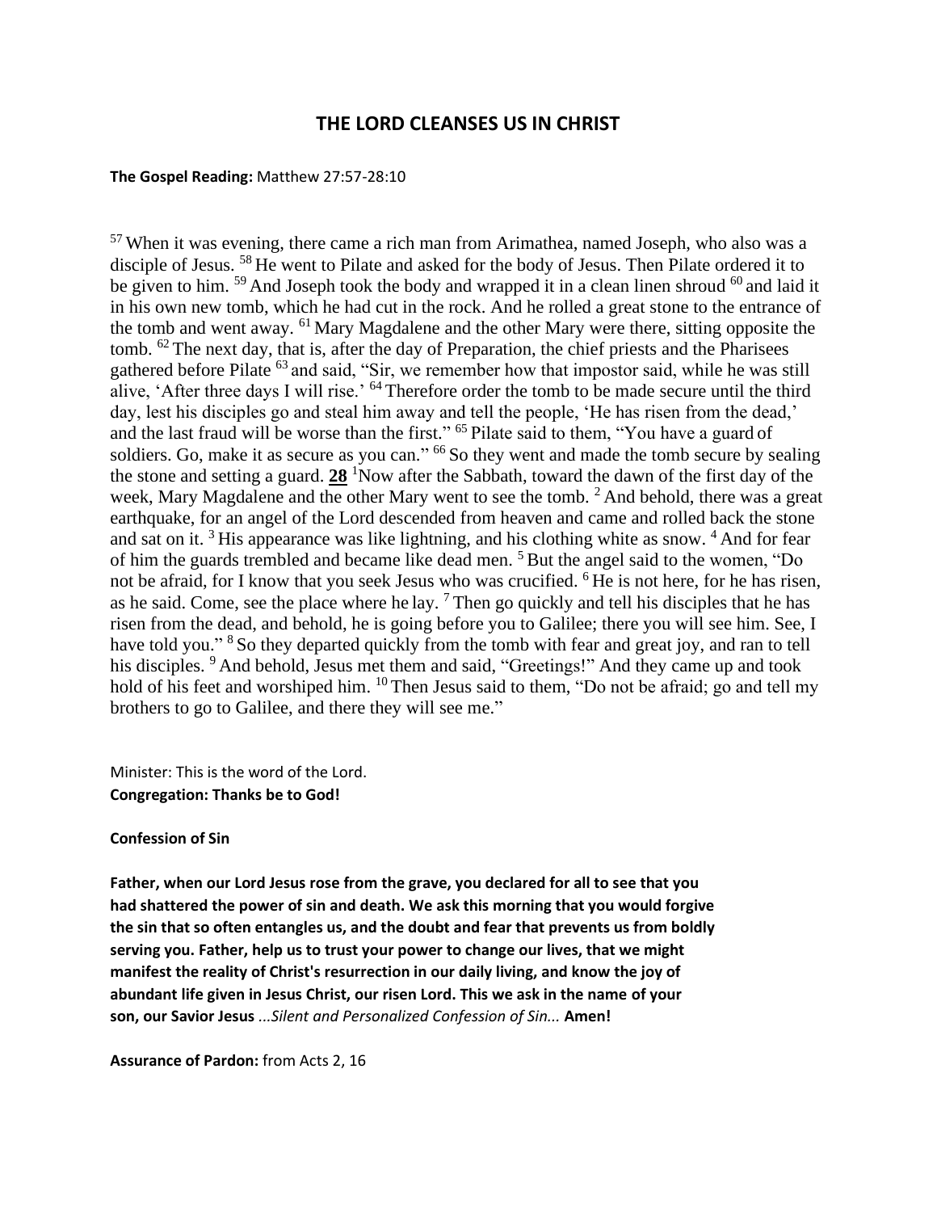## THE LORD CLEANSES US IN CHRIST

**The Gospel Reading:** Matthew 27:57-28:10

[57] When it was evening, there came a rich man from Arimathea, named Joseph, who also was a disciple of Jesus. [58] He went to Pilate and asked for the body of Jesus. Then Pilate ordered it to be given to him. [59] And Joseph took the body and wrapped it in a clean linen shroud [60] and laid it in his own new tomb, which he had cut in the rock. And he rolled a great stone to the entrance of the tomb and went away. [61] Mary Magdalene and the other Mary were there, sitting opposite the tomb. [62] The next day, that is, after the day of Preparation, the chief priests and the Pharisees gathered before Pilate [63] and said, "Sir, we remember how that impostor said, while he was still alive, 'After three days I will rise.' [64] Therefore order the tomb to be made secure until the third day, lest his disciples go and steal him away and tell the people, 'He has risen from the dead,' and the last fraud will be worse than the first." [65] Pilate said to them, "You have a guard of soldiers. Go, make it as secure as you can." [66] So they went and made the tomb secure by sealing the stone and setting a guard. **28** [1] Now after the Sabbath, toward the dawn of the first day of the week, Mary Magdalene and the other Mary went to see the tomb. [2] And behold, there was a great earthquake, for an angel of the Lord descended from heaven and came and rolled back the stone and sat on it. [3] His appearance was like lightning, and his clothing white as snow. [4] And for fear of him the guards trembled and became like dead men. [5] But the angel said to the women, "Do not be afraid, for I know that you seek Jesus who was crucified. [6] He is not here, for he has risen, as he said. Come, see the place where he lay. [7] Then go quickly and tell his disciples that he has risen from the dead, and behold, he is going before you to Galilee; there you will see him. See, I have told you." [8] So they departed quickly from the tomb with fear and great joy, and ran to tell his disciples. [9] And behold, Jesus met them and said, "Greetings!" And they came up and took hold of his feet and worshiped him. [10] Then Jesus said to them, "Do not be afraid; go and tell my brothers to go to Galilee, and there they will see me."

Minister: This is the word of the Lord.
**Congregation: Thanks be to God!**

**Confession of Sin**

**Father, when our Lord Jesus rose from the grave, you declared for all to see that you had shattered the power of sin and death. We ask this morning that you would forgive the sin that so often entangles us, and the doubt and fear that prevents us from boldly serving you. Father, help us to trust your power to change our lives, that we might manifest the reality of Christ's resurrection in our daily living, and know the joy of abundant life given in Jesus Christ, our risen Lord. This we ask in the name of your son, our Savior Jesus** *...Silent and Personalized Confession of Sin...* **Amen!**

**Assurance of Pardon:** from Acts 2, 16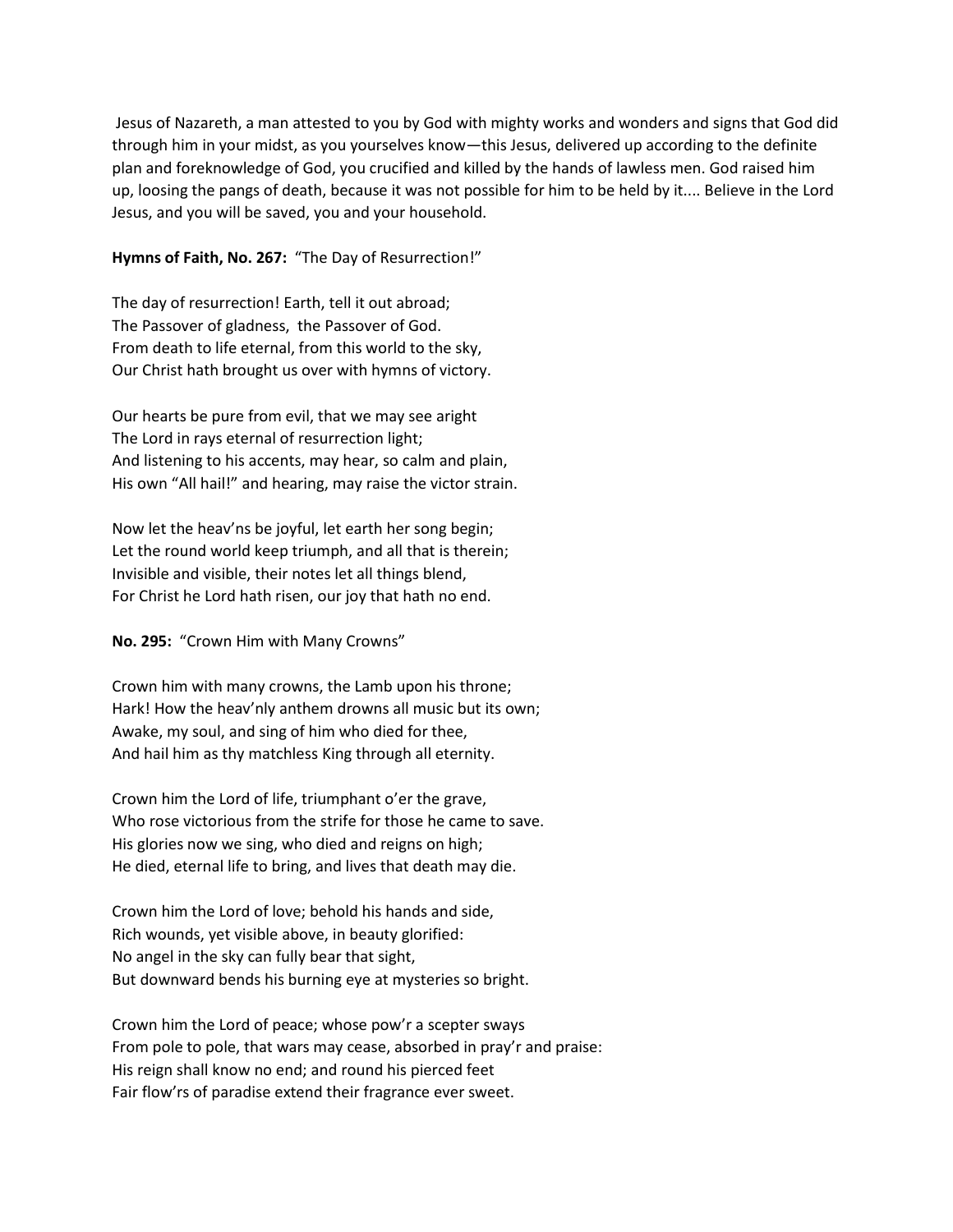Jesus of Nazareth, a man attested to you by God with mighty works and wonders and signs that God did through him in your midst, as you yourselves know—this Jesus, delivered up according to the definite plan and foreknowledge of God, you crucified and killed by the hands of lawless men. God raised him up, loosing the pangs of death, because it was not possible for him to be held by it.... Believe in the Lord Jesus, and you will be saved, you and your household.

**Hymns of Faith, No. 267:** "The Day of Resurrection!"

The day of resurrection! Earth, tell it out abroad;
The Passover of gladness, the Passover of God.
From death to life eternal, from this world to the sky,
Our Christ hath brought us over with hymns of victory.

Our hearts be pure from evil, that we may see aright
The Lord in rays eternal of resurrection light;
And listening to his accents, may hear, so calm and plain,
His own "All hail!" and hearing, may raise the victor strain.

Now let the heav'ns be joyful, let earth her song begin;
Let the round world keep triumph, and all that is therein;
Invisible and visible, their notes let all things blend,
For Christ he Lord hath risen, our joy that hath no end.

**No. 295:** "Crown Him with Many Crowns"

Crown him with many crowns, the Lamb upon his throne;
Hark! How the heav'nly anthem drowns all music but its own;
Awake, my soul, and sing of him who died for thee,
And hail him as thy matchless King through all eternity.

Crown him the Lord of life, triumphant o'er the grave,
Who rose victorious from the strife for those he came to save.
His glories now we sing, who died and reigns on high;
He died, eternal life to bring, and lives that death may die.

Crown him the Lord of love; behold his hands and side,
Rich wounds, yet visible above, in beauty glorified:
No angel in the sky can fully bear that sight,
But downward bends his burning eye at mysteries so bright.

Crown him the Lord of peace; whose pow'r a scepter sways
From pole to pole, that wars may cease, absorbed in pray'r and praise:
His reign shall know no end; and round his pierced feet
Fair flow'rs of paradise extend their fragrance ever sweet.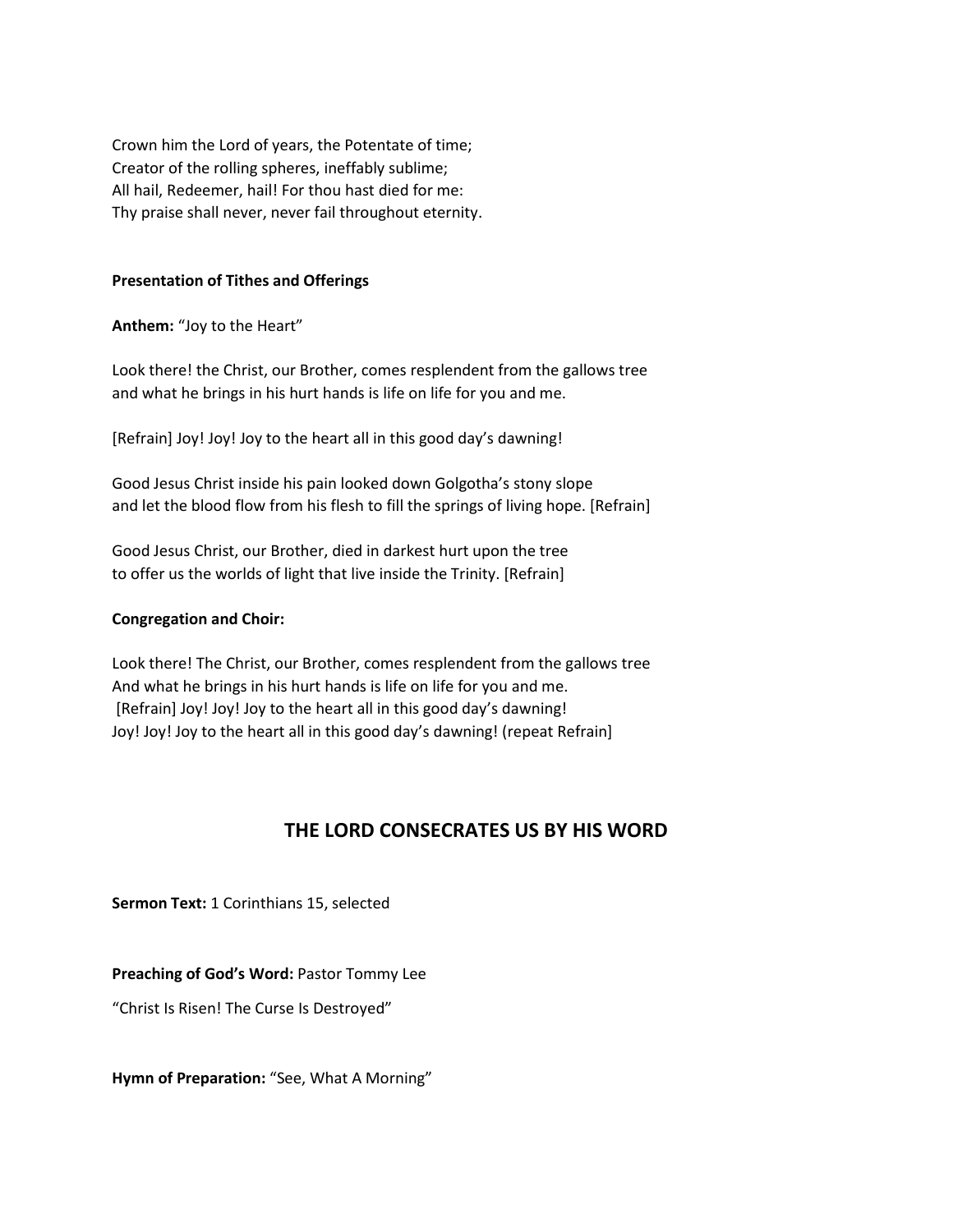Crown him the Lord of years, the Potentate of time;
Creator of the rolling spheres, ineffably sublime;
All hail, Redeemer, hail! For thou hast died for me:
Thy praise shall never, never fail throughout eternity.

**Presentation of Tithes and Offerings**

**Anthem:** "Joy to the Heart"

Look there! the Christ, our Brother, comes resplendent from the gallows tree
and what he brings in his hurt hands is life on life for you and me.

[Refrain] Joy! Joy! Joy to the heart all in this good day's dawning!

Good Jesus Christ inside his pain looked down Golgotha's stony slope
and let the blood flow from his flesh to fill the springs of living hope. [Refrain]

Good Jesus Christ, our Brother, died in darkest hurt upon the tree
to offer us the worlds of light that live inside the Trinity. [Refrain]

**Congregation and Choir:**

Look there! The Christ, our Brother, comes resplendent from the gallows tree
And what he brings in his hurt hands is life on life for you and me.
[Refrain] Joy! Joy! Joy to the heart all in this good day's dawning!
Joy! Joy! Joy to the heart all in this good day's dawning! (repeat Refrain]

## THE LORD CONSECRATES US BY HIS WORD

**Sermon Text:** 1 Corinthians 15, selected

**Preaching of God's Word:** Pastor Tommy Lee

"Christ Is Risen! The Curse Is Destroyed"

**Hymn of Preparation:** "See, What A Morning"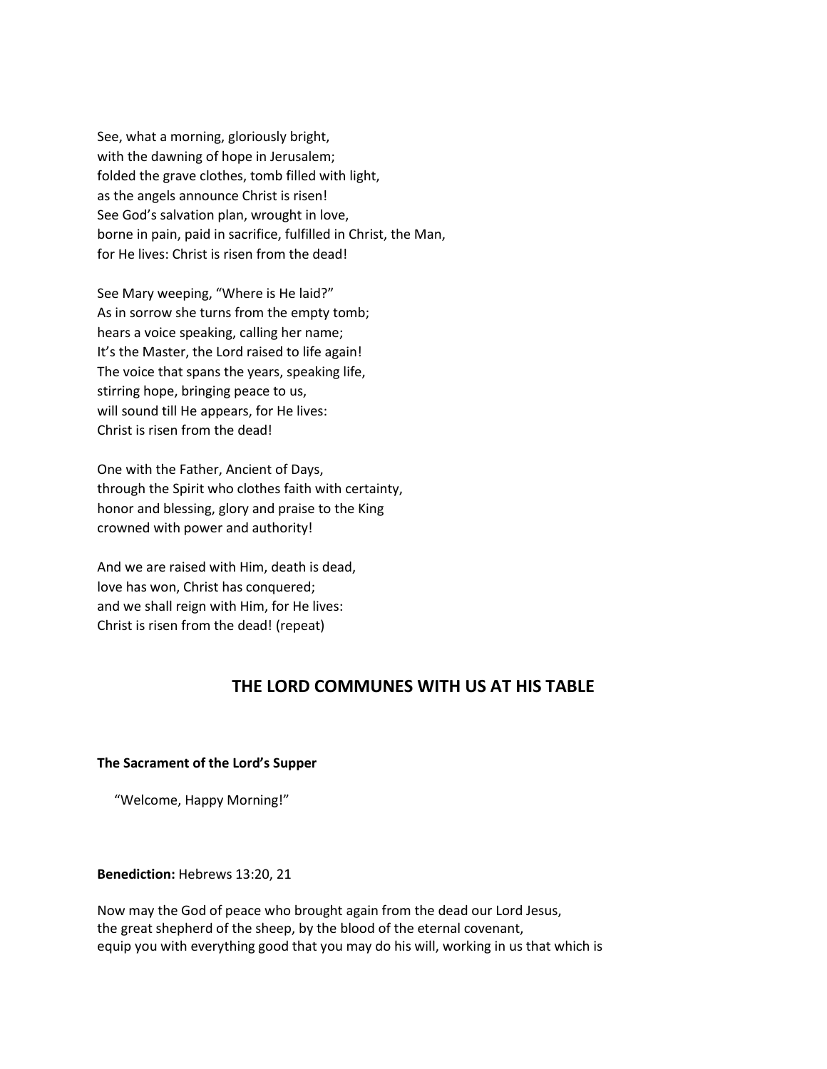See, what a morning, gloriously bright,
with the dawning of hope in Jerusalem;
folded the grave clothes, tomb filled with light,
as the angels announce Christ is risen!
See God's salvation plan, wrought in love,
borne in pain, paid in sacrifice, fulfilled in Christ, the Man,
for He lives: Christ is risen from the dead!

See Mary weeping, "Where is He laid?"
As in sorrow she turns from the empty tomb;
hears a voice speaking, calling her name;
It's the Master, the Lord raised to life again!
The voice that spans the years, speaking life,
stirring hope, bringing peace to us,
will sound till He appears, for He lives:
Christ is risen from the dead!

One with the Father, Ancient of Days,
through the Spirit who clothes faith with certainty,
honor and blessing, glory and praise to the King
crowned with power and authority!

And we are raised with Him, death is dead,
love has won, Christ has conquered;
and we shall reign with Him, for He lives:
Christ is risen from the dead! (repeat)

## THE LORD COMMUNES WITH US AT HIS TABLE

**The Sacrament of the Lord's Supper**

"Welcome, Happy Morning!"

**Benediction:** Hebrews 13:20, 21

Now may the God of peace who brought again from the dead our Lord Jesus,
the great shepherd of the sheep, by the blood of the eternal covenant,
equip you with everything good that you may do his will, working in us that which is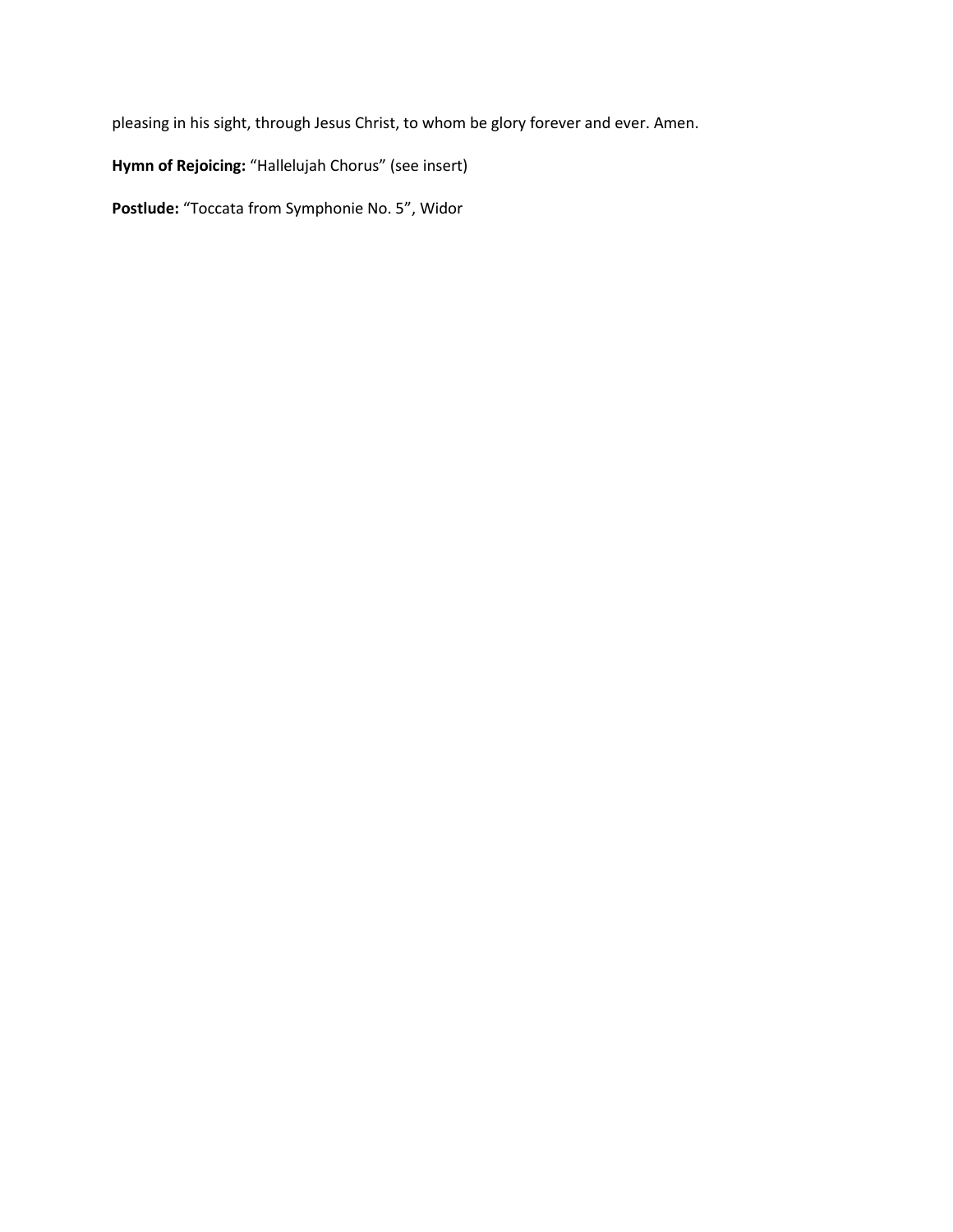pleasing in his sight, through Jesus Christ, to whom be glory forever and ever. Amen.

**Hymn of Rejoicing:** “Hallelujah Chorus” (see insert)

**Postlude:** “Toccata from Symphonie No. 5”, Widor